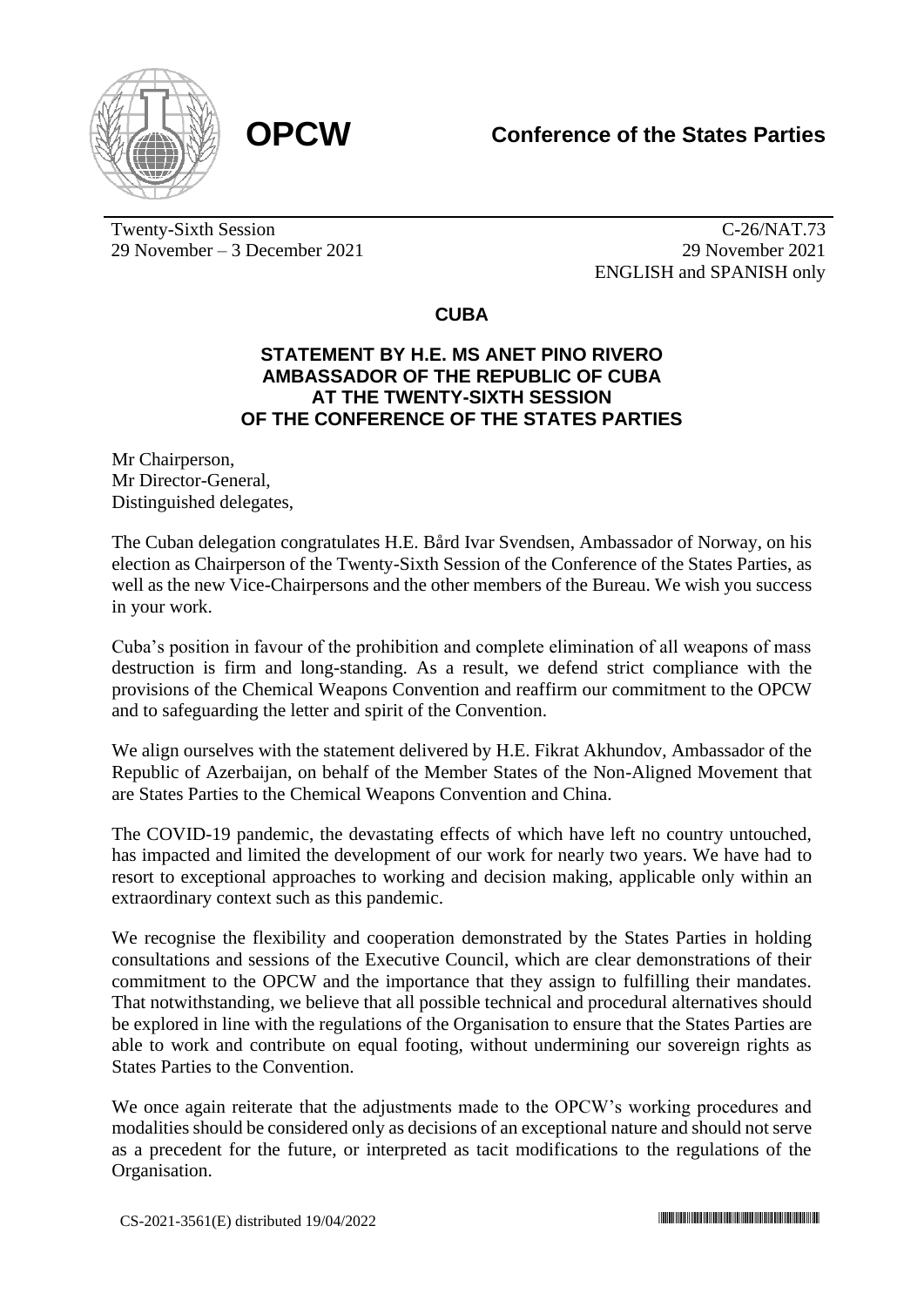**OPCW**

**Conference of the States Parties**

Twenty-Sixth Session
29 November – 3 December 2021

C-26/NAT.73
29 November 2021
ENGLISH and SPANISH only

## CUBA

### STATEMENT BY H.E. MS ANET PINO RIVERO AMBASSADOR OF THE REPUBLIC OF CUBA AT THE TWENTY-SIXTH SESSION OF THE CONFERENCE OF THE STATES PARTIES

Mr Chairperson,
Mr Director-General,
Distinguished delegates,

The Cuban delegation congratulates H.E. Bård Ivar Svendsen, Ambassador of Norway, on his election as Chairperson of the Twenty-Sixth Session of the Conference of the States Parties, as well as the new Vice-Chairpersons and the other members of the Bureau. We wish you success in your work.

Cuba's position in favour of the prohibition and complete elimination of all weapons of mass destruction is firm and long-standing. As a result, we defend strict compliance with the provisions of the Chemical Weapons Convention and reaffirm our commitment to the OPCW and to safeguarding the letter and spirit of the Convention.

We align ourselves with the statement delivered by H.E. Fikrat Akhundov, Ambassador of the Republic of Azerbaijan, on behalf of the Member States of the Non-Aligned Movement that are States Parties to the Chemical Weapons Convention and China.

The COVID-19 pandemic, the devastating effects of which have left no country untouched, has impacted and limited the development of our work for nearly two years. We have had to resort to exceptional approaches to working and decision making, applicable only within an extraordinary context such as this pandemic.

We recognise the flexibility and cooperation demonstrated by the States Parties in holding consultations and sessions of the Executive Council, which are clear demonstrations of their commitment to the OPCW and the importance that they assign to fulfilling their mandates. That notwithstanding, we believe that all possible technical and procedural alternatives should be explored in line with the regulations of the Organisation to ensure that the States Parties are able to work and contribute on equal footing, without undermining our sovereign rights as States Parties to the Convention.

We once again reiterate that the adjustments made to the OPCW's working procedures and modalities should be considered only as decisions of an exceptional nature and should not serve as a precedent for the future, or interpreted as tacit modifications to the regulations of the Organisation.

CS-2021-3561(E) distributed 19/04/2022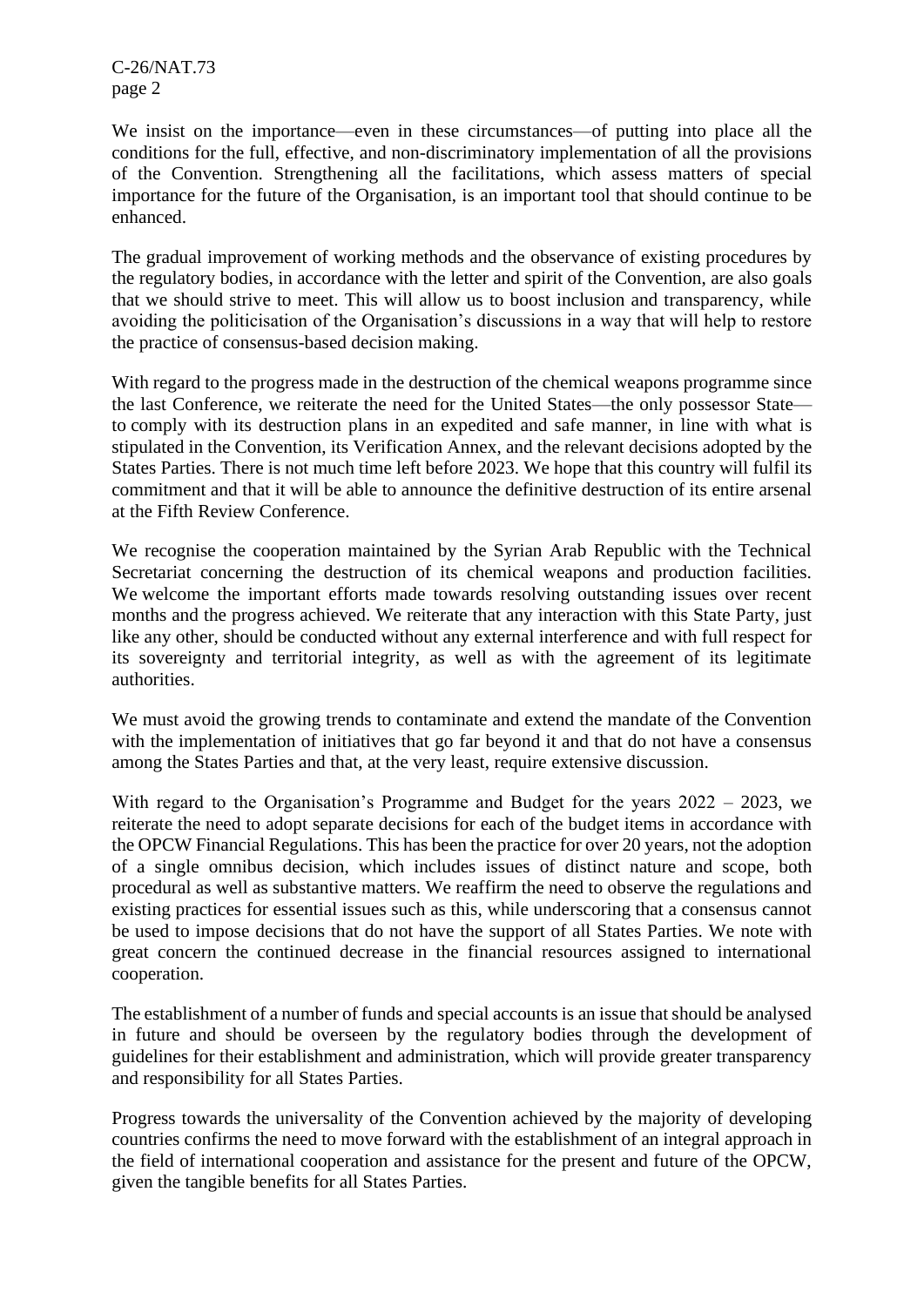We insist on the importance—even in these circumstances—of putting into place all the conditions for the full, effective, and non-discriminatory implementation of all the provisions of the Convention. Strengthening all the facilitations, which assess matters of special importance for the future of the Organisation, is an important tool that should continue to be enhanced.

The gradual improvement of working methods and the observance of existing procedures by the regulatory bodies, in accordance with the letter and spirit of the Convention, are also goals that we should strive to meet. This will allow us to boost inclusion and transparency, while avoiding the politicisation of the Organisation's discussions in a way that will help to restore the practice of consensus-based decision making.

With regard to the progress made in the destruction of the chemical weapons programme since the last Conference, we reiterate the need for the United States—the only possessor State—to comply with its destruction plans in an expedited and safe manner, in line with what is stipulated in the Convention, its Verification Annex, and the relevant decisions adopted by the States Parties. There is not much time left before 2023. We hope that this country will fulfil its commitment and that it will be able to announce the definitive destruction of its entire arsenal at the Fifth Review Conference.

We recognise the cooperation maintained by the Syrian Arab Republic with the Technical Secretariat concerning the destruction of its chemical weapons and production facilities. We welcome the important efforts made towards resolving outstanding issues over recent months and the progress achieved. We reiterate that any interaction with this State Party, just like any other, should be conducted without any external interference and with full respect for its sovereignty and territorial integrity, as well as with the agreement of its legitimate authorities.

We must avoid the growing trends to contaminate and extend the mandate of the Convention with the implementation of initiatives that go far beyond it and that do not have a consensus among the States Parties and that, at the very least, require extensive discussion.

With regard to the Organisation's Programme and Budget for the years 2022 – 2023, we reiterate the need to adopt separate decisions for each of the budget items in accordance with the OPCW Financial Regulations. This has been the practice for over 20 years, not the adoption of a single omnibus decision, which includes issues of distinct nature and scope, both procedural as well as substantive matters. We reaffirm the need to observe the regulations and existing practices for essential issues such as this, while underscoring that a consensus cannot be used to impose decisions that do not have the support of all States Parties. We note with great concern the continued decrease in the financial resources assigned to international cooperation.

The establishment of a number of funds and special accounts is an issue that should be analysed in future and should be overseen by the regulatory bodies through the development of guidelines for their establishment and administration, which will provide greater transparency and responsibility for all States Parties.

Progress towards the universality of the Convention achieved by the majority of developing countries confirms the need to move forward with the establishment of an integral approach in the field of international cooperation and assistance for the present and future of the OPCW, given the tangible benefits for all States Parties.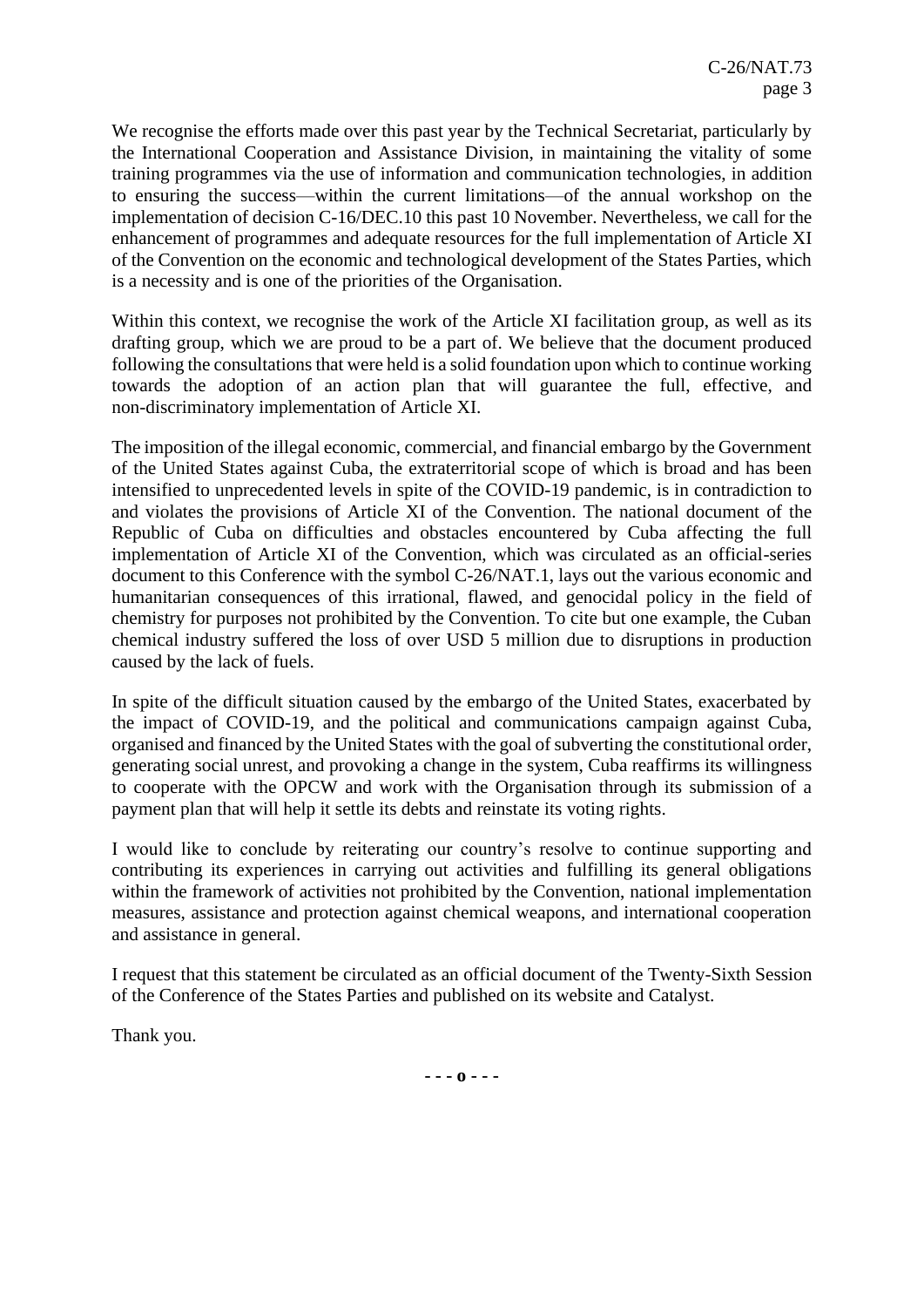We recognise the efforts made over this past year by the Technical Secretariat, particularly by the International Cooperation and Assistance Division, in maintaining the vitality of some training programmes via the use of information and communication technologies, in addition to ensuring the success—within the current limitations—of the annual workshop on the implementation of decision C-16/DEC.10 this past 10 November. Nevertheless, we call for the enhancement of programmes and adequate resources for the full implementation of Article XI of the Convention on the economic and technological development of the States Parties, which is a necessity and is one of the priorities of the Organisation.

Within this context, we recognise the work of the Article XI facilitation group, as well as its drafting group, which we are proud to be a part of. We believe that the document produced following the consultations that were held is a solid foundation upon which to continue working towards the adoption of an action plan that will guarantee the full, effective, and non-discriminatory implementation of Article XI.

The imposition of the illegal economic, commercial, and financial embargo by the Government of the United States against Cuba, the extraterritorial scope of which is broad and has been intensified to unprecedented levels in spite of the COVID-19 pandemic, is in contradiction to and violates the provisions of Article XI of the Convention. The national document of the Republic of Cuba on difficulties and obstacles encountered by Cuba affecting the full implementation of Article XI of the Convention, which was circulated as an official-series document to this Conference with the symbol C-26/NAT.1, lays out the various economic and humanitarian consequences of this irrational, flawed, and genocidal policy in the field of chemistry for purposes not prohibited by the Convention. To cite but one example, the Cuban chemical industry suffered the loss of over USD 5 million due to disruptions in production caused by the lack of fuels.

In spite of the difficult situation caused by the embargo of the United States, exacerbated by the impact of COVID-19, and the political and communications campaign against Cuba, organised and financed by the United States with the goal of subverting the constitutional order, generating social unrest, and provoking a change in the system, Cuba reaffirms its willingness to cooperate with the OPCW and work with the Organisation through its submission of a payment plan that will help it settle its debts and reinstate its voting rights.

I would like to conclude by reiterating our country's resolve to continue supporting and contributing its experiences in carrying out activities and fulfilling its general obligations within the framework of activities not prohibited by the Convention, national implementation measures, assistance and protection against chemical weapons, and international cooperation and assistance in general.

I request that this statement be circulated as an official document of the Twenty-Sixth Session of the Conference of the States Parties and published on its website and Catalyst.

Thank you.

**- - - o - - -**